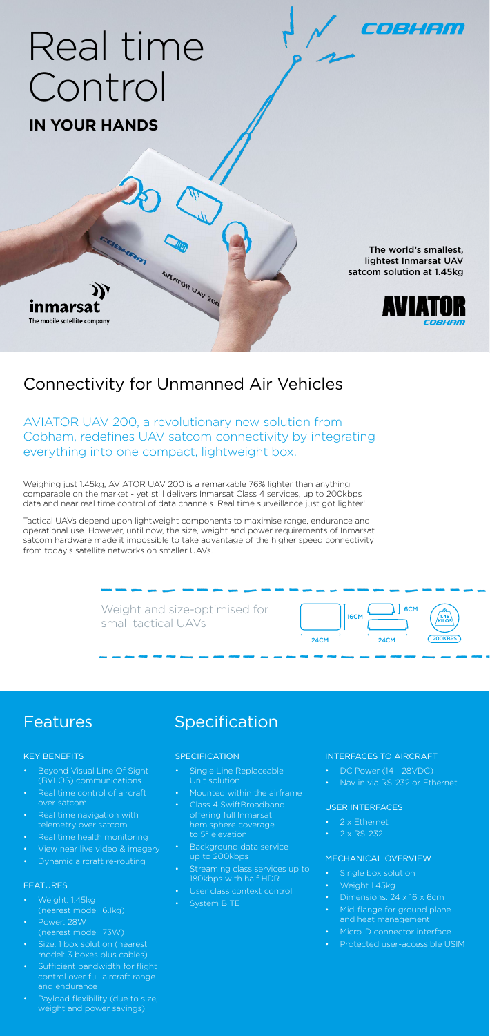# Real time Control

**IN YOUR HANDS**

COBHAM

The world's smallest, lightest Inmarsat UAV satcom solution at 1.45kg

AVIATOR COBHAM

inmarsat
The mobile satellite company

## Connectivity for Unmanned Air Vehicles

AVIATOR UAV 200, a revolutionary new solution from Cobham, redefines UAV satcom connectivity by integrating everything into one compact, lightweight box.

Weighing just 1.45kg, AVIATOR UAV 200 is a remarkable 76% lighter than anything comparable on the market - yet still delivers Inmarsat Class 4 services, up to 200kbps data and near real time control of data channels. Real time surveillance just got lighter!

Tactical UAVs depend upon lightweight components to maximise range, endurance and operational use. However, until now, the size, weight and power requirements of Inmarsat satcom hardware made it impossible to take advantage of the higher speed connectivity from today's satellite networks on smaller UAVs.

Weight and size-optimised for small tactical UAVs

16CM 24CM 6CM 24CM 1.45 KILOS 200KBPS

## Features

### KEY BENEFITS

- Beyond Visual Line Of Sight (BVLOS) communications
- Real time control of aircraft over satcom
- Real time navigation with telemetry over satcom
- Real time health monitoring
- View near live video & imagery
- Dynamic aircraft re-routing

### FEATURES

- Weight: 1.45kg (nearest model: 6.1kg)
- Power: 28W (nearest model: 73W)
- Size: 1 box solution (nearest model: 3 boxes plus cables)
- Sufficient bandwidth for flight control over full aircraft range and endurance
- Payload flexibility (due to size, weight and power savings)

## Specification

### SPECIFICATION

- Single Line Replaceable Unit solution
- Mounted within the airframe
- Class 4 SwiftBroadband offering full Inmarsat hemisphere coverage to 5° elevation
- Background data service up to 200kbps
- Streaming class services up to 180kbps with half HDR
- User class context control
- System BITE

### INTERFACES TO AIRCRAFT

- DC Power (14 - 28VDC)
- Nav in via RS-232 or Ethernet

### USER INTERFACES

- 2 x Ethernet
- 2 x RS-232

### MECHANICAL OVERVIEW

- Single box solution
- Weight 1.45kg
- Dimensions: 24 x 16 x 6cm
- Mid-flange for ground plane and heat management
- Micro-D connector interface
- Protected user-accessible USIM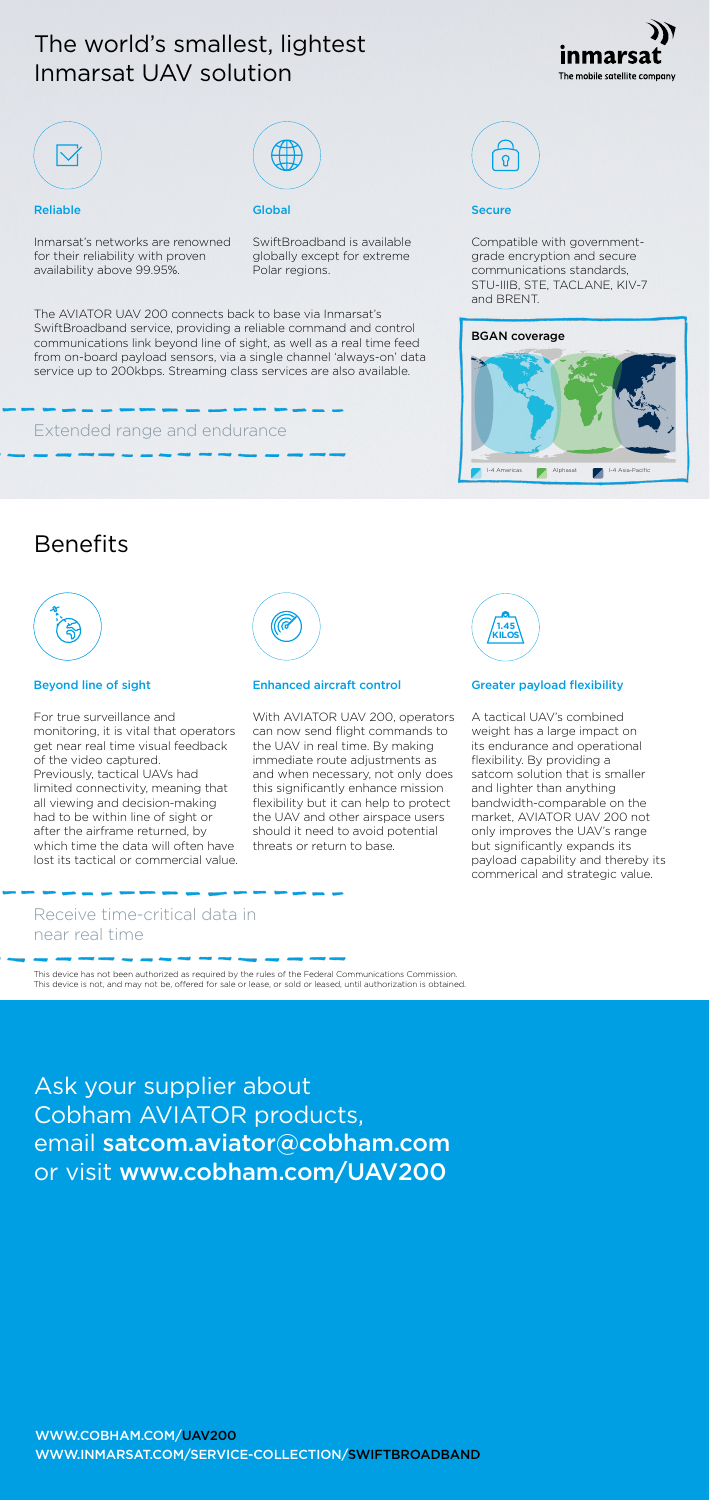# The world's smallest, lightest Inmarsat UAV solution

inmarsat
The mobile satellite company

### Reliable

Inmarsat's networks are renowned for their reliability with proven availability above 99.95%.

### Global

SwiftBroadband is available globally except for extreme Polar regions.

### Secure

Compatible with government-grade encryption and secure communications standards, STU-IIIB, STE, TACLANE, KIV-7 and BRENT.

The AVIATOR UAV 200 connects back to base via Inmarsat's SwiftBroadband service, providing a reliable command and control communications link beyond line of sight, as well as a real time feed from on-board payload sensors, via a single channel 'always-on' data service up to 200kbps. Streaming class services are also available.

Extended range and endurance

**BGAN coverage**

I-4 Americas
Alphasat
I-4 Asia-Pacific

## Benefits

### Beyond line of sight

For true surveillance and monitoring, it is vital that operators get near real time visual feedback of the video captured. Previously, tactical UAVs had limited connectivity, meaning that all viewing and decision-making had to be within line of sight or after the airframe returned, by which time the data will often have lost its tactical or commercial value.

### Enhanced aircraft control

With AVIATOR UAV 200, operators can now send flight commands to the UAV in real time. By making immediate route adjustments as and when necessary, not only does this significantly enhance mission flexibility but it can help to protect the UAV and other airspace users should it need to avoid potential threats or return to base.

### Greater payload flexibility

1.45 KILOS

A tactical UAV's combined weight has a large impact on its endurance and operational flexibility. By providing a satcom solution that is smaller and lighter than anything bandwidth-comparable on the market, AVIATOR UAV 200 not only improves the UAV's range but significantly expands its payload capability and thereby its commerical and strategic value.

Receive time-critical data in near real time

This device has not been authorized as required by the rules of the Federal Communications Commission. This device is not, and may not be, offered for sale or lease, or sold or leased, until authorization is obtained.

Ask your supplier about Cobham AVIATOR products, email **satcom.aviator@cobham.com** or visit **www.cobham.com/UAV200**

WWW.COBHAM.COM/UAV200
WWW.INMARSAT.COM/SERVICE-COLLECTION/SWIFTBROADBAND